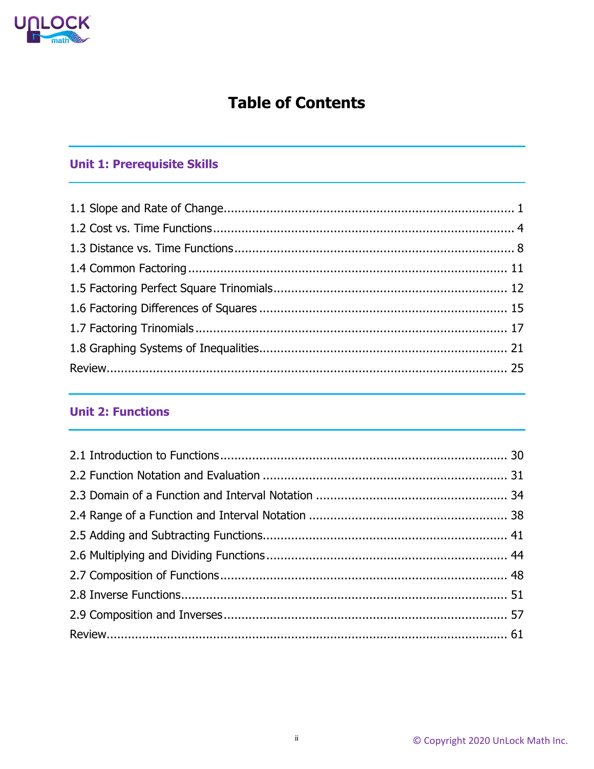# Table of Contents

## Unit 1: Prerequisite Skills

1.1 Slope and Rate of Change ........ 1
1.2 Cost vs. Time Functions ........ 4
1.3 Distance vs. Time Functions ........ 8
1.4 Common Factoring ........ 11
1.5 Factoring Perfect Square Trinomials ........ 12
1.6 Factoring Differences of Squares ........ 15
1.7 Factoring Trinomials ........ 17
1.8 Graphing Systems of Inequalities ........ 21
Review ........ 25

## Unit 2: Functions

2.1 Introduction to Functions ........ 30
2.2 Function Notation and Evaluation ........ 31
2.3 Domain of a Function and Interval Notation ........ 34
2.4 Range of a Function and Interval Notation ........ 38
2.5 Adding and Subtracting Functions ........ 41
2.6 Multiplying and Dividing Functions ........ 44
2.7 Composition of Functions ........ 48
2.8 Inverse Functions ........ 51
2.9 Composition and Inverses ........ 57
Review ........ 61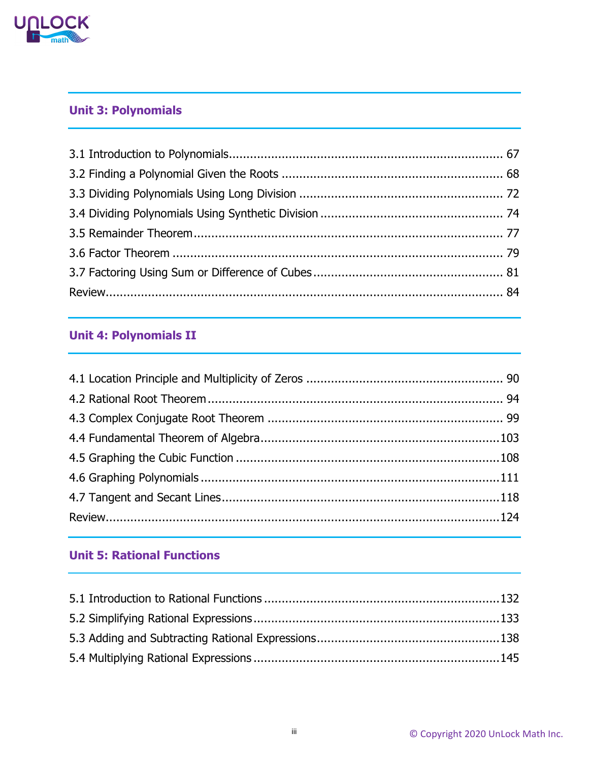## Unit 3: Polynomials

3.1 Introduction to Polynomials.............................................................................. 67
3.2 Finding a Polynomial Given the Roots ............................................................... 68
3.3 Dividing Polynomials Using Long Division ......................................................... 72
3.4 Dividing Polynomials Using Synthetic Division .................................................... 74
3.5 Remainder Theorem........................................................................................ 77
3.6 Factor Theorem ............................................................................................. 79
3.7 Factoring Using Sum or Difference of Cubes ...................................................... 81
Review................................................................................................................. 84

## Unit 4: Polynomials II

4.1 Location Principle and Multiplicity of Zeros ....................................................... 90
4.2 Rational Root Theorem.................................................................................... 94
4.3 Complex Conjugate Root Theorem ................................................................... 99
4.4 Fundamental Theorem of Algebra....................................................................103
4.5 Graphing the Cubic Function ..........................................................................108
4.6 Graphing Polynomials ....................................................................................111
4.7 Tangent and Secant Lines...............................................................................118
Review................................................................................................................124

## Unit 5: Rational Functions

5.1 Introduction to Rational Functions ..................................................................132
5.2 Simplifying Rational Expressions......................................................................133
5.3 Adding and Subtracting Rational Expressions....................................................138
5.4 Multiplying Rational Expressions .....................................................................145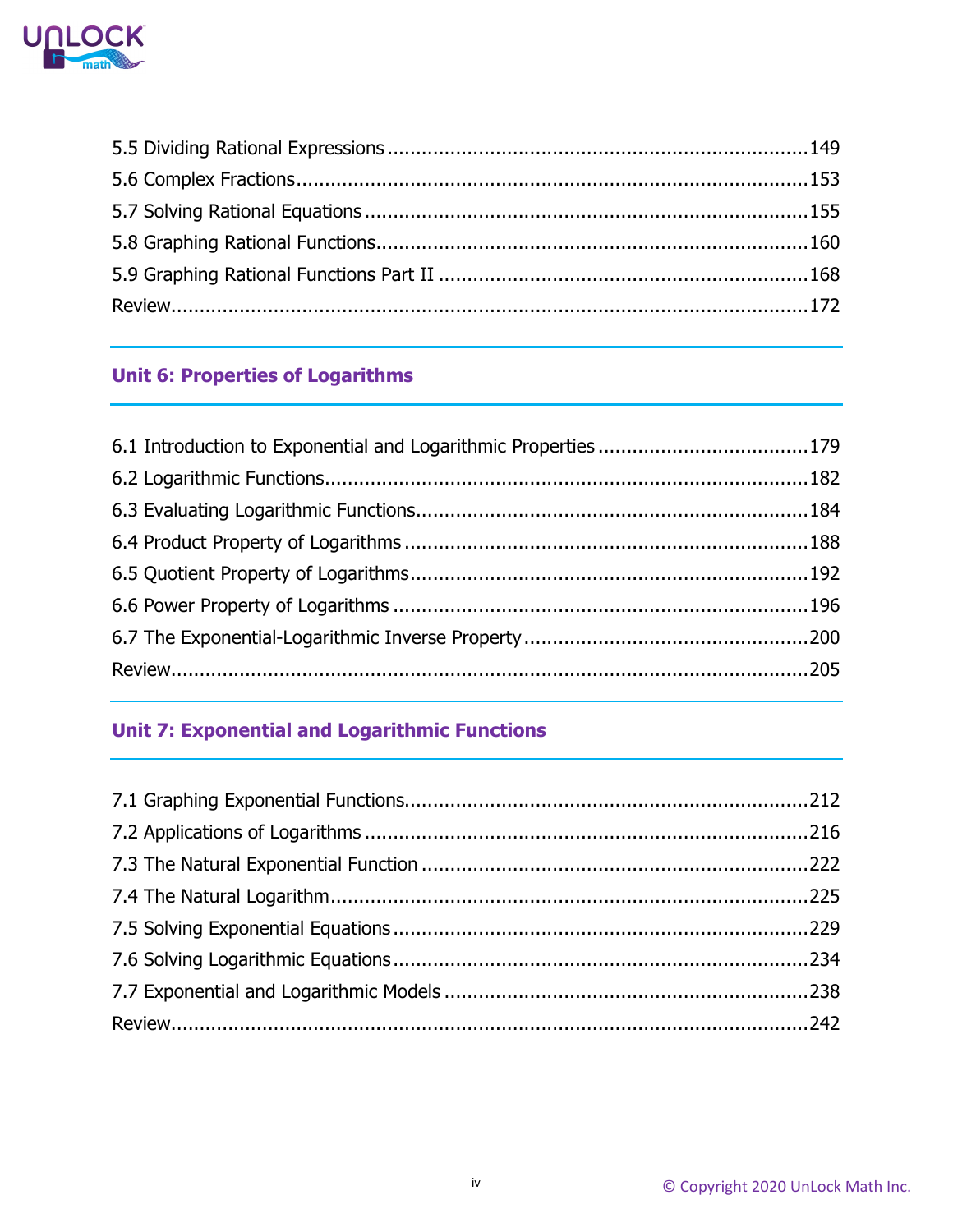5.5 Dividing Rational Expressions ........................................................................149
5.6 Complex Fractions........................................................................................153
5.7 Solving Rational Equations ............................................................................155
5.8 Graphing Rational Functions...........................................................................160
5.9 Graphing Rational Functions Part II ................................................................168
Review...............................................................................................................172

## Unit 6: Properties of Logarithms

6.1 Introduction to Exponential and Logarithmic Properties ....................................179
6.2 Logarithmic Functions...................................................................................182
6.3 Evaluating Logarithmic Functions...................................................................184
6.4 Product Property of Logarithms .....................................................................188
6.5 Quotient Property of Logarithms.....................................................................192
6.6 Power Property of Logarithms ........................................................................196
6.7 The Exponential-Logarithmic Inverse Property ................................................200
Review...............................................................................................................205

## Unit 7: Exponential and Logarithmic Functions

7.1 Graphing Exponential Functions.....................................................................212
7.2 Applications of Logarithms ............................................................................216
7.3 The Natural Exponential Function ..................................................................222
7.4 The Natural Logarithm...................................................................................225
7.5 Solving Exponential Equations .......................................................................229
7.6 Solving Logarithmic Equations.......................................................................234
7.7 Exponential and Logarithmic Models ..............................................................238
Review...............................................................................................................242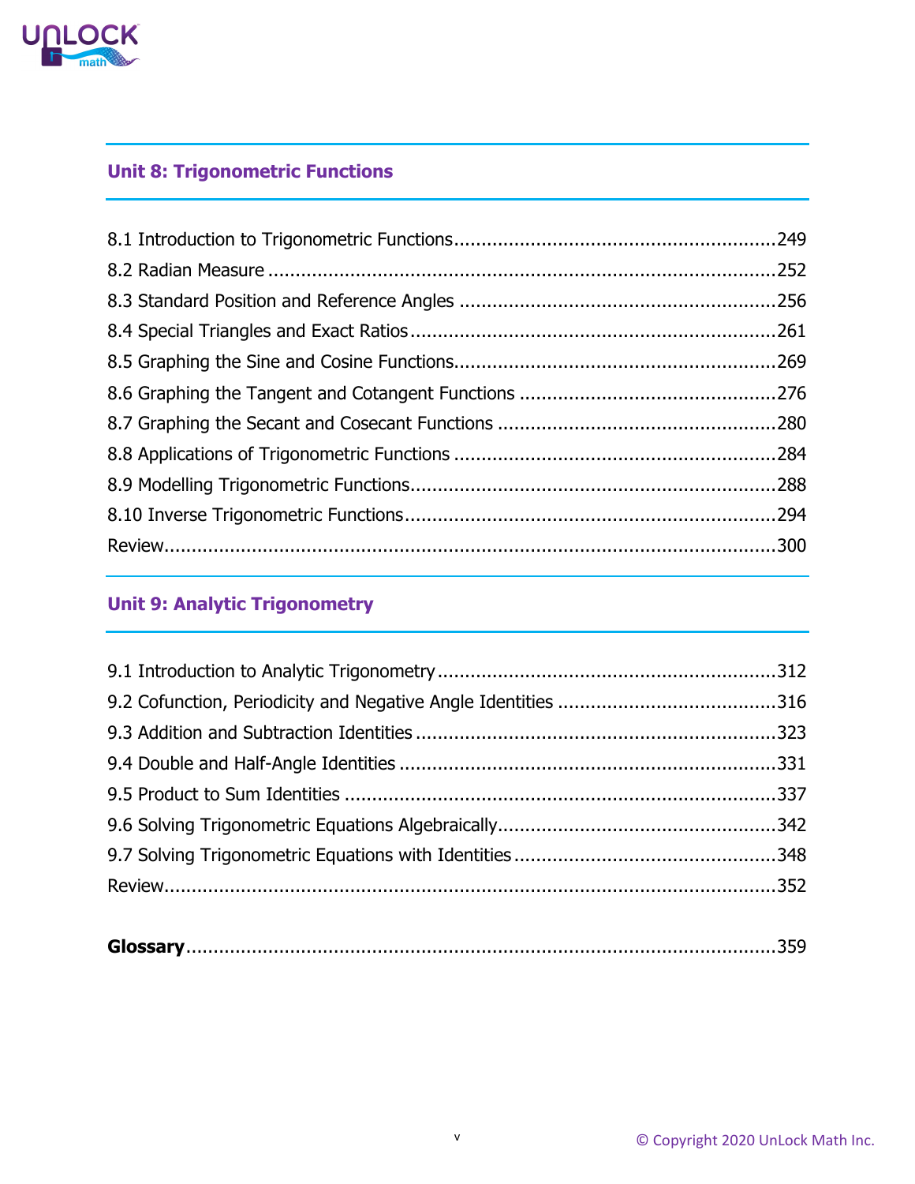## Unit 8: Trigonometric Functions

8.1 Introduction to Trigonometric Functions ........................................................ 249
8.2 Radian Measure ........................................................................................ 252
8.3 Standard Position and Reference Angles ..................................................... 256
8.4 Special Triangles and Exact Ratios ............................................................. 261
8.5 Graphing the Sine and Cosine Functions ...................................................... 269
8.6 Graphing the Tangent and Cotangent Functions ........................................... 276
8.7 Graphing the Secant and Cosecant Functions .............................................. 280
8.8 Applications of Trigonometric Functions ...................................................... 284
8.9 Modelling Trigonometric Functions .............................................................. 288
8.10 Inverse Trigonometric Functions ............................................................... 294
Review .......................................................................................................... 300

## Unit 9: Analytic Trigonometry

9.1 Introduction to Analytic Trigonometry ......................................................... 312
9.2 Cofunction, Periodicity and Negative Angle Identities ................................... 316
9.3 Addition and Subtraction Identities ............................................................. 323
9.4 Double and Half-Angle Identities ................................................................ 331
9.5 Product to Sum Identities .......................................................................... 337
9.6 Solving Trigonometric Equations Algebraically ............................................... 342
9.7 Solving Trigonometric Equations with Identities ............................................ 348
Review .......................................................................................................... 352

**Glossary** .................................................................................................... 359